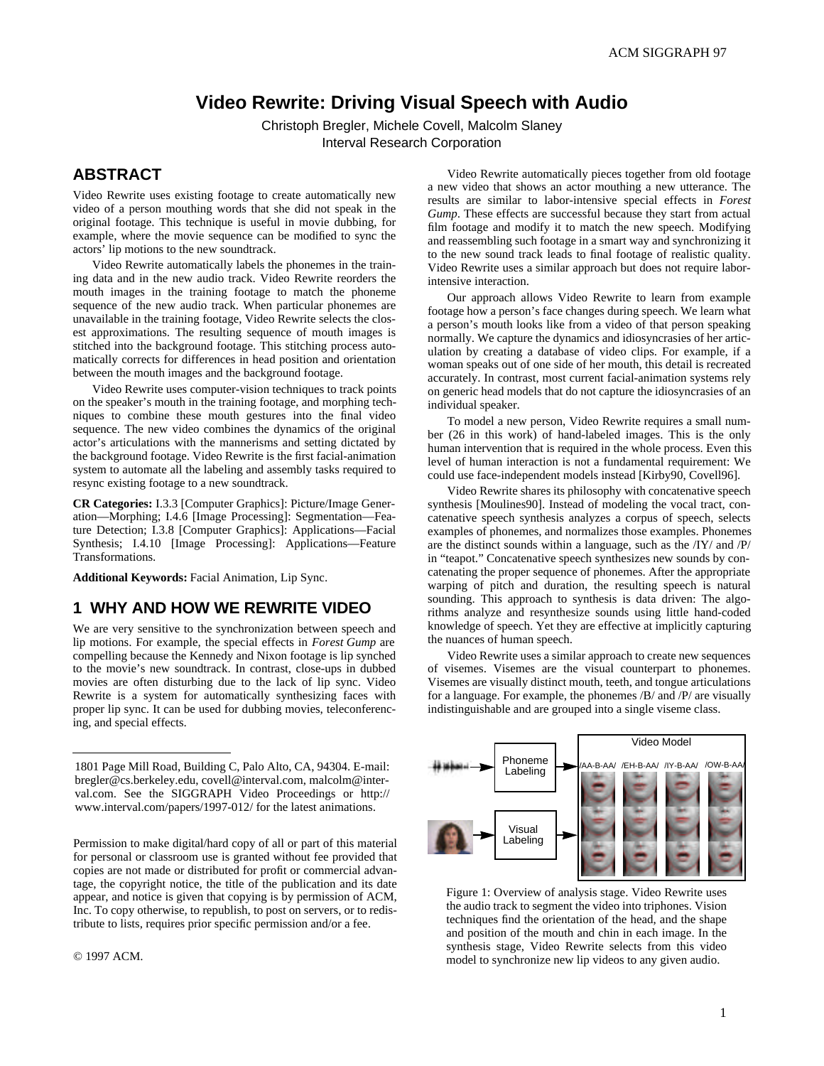# Video Rewrite: Driving Visual Speech with Audio

Christoph Bregler, Michele Covell, Malcolm Slaney
Interval Research Corporation

## ABSTRACT

Video Rewrite uses existing footage to create automatically new video of a person mouthing words that she did not speak in the original footage. This technique is useful in movie dubbing, for example, where the movie sequence can be modified to sync the actors' lip motions to the new soundtrack.

Video Rewrite automatically labels the phonemes in the training data and in the new audio track. Video Rewrite reorders the mouth images in the training footage to match the phoneme sequence of the new audio track. When particular phonemes are unavailable in the training footage, Video Rewrite selects the closest approximations. The resulting sequence of mouth images is stitched into the background footage. This stitching process automatically corrects for differences in head position and orientation between the mouth images and the background footage.

Video Rewrite uses computer-vision techniques to track points on the speaker's mouth in the training footage, and morphing techniques to combine these mouth gestures into the final video sequence. The new video combines the dynamics of the original actor's articulations with the mannerisms and setting dictated by the background footage. Video Rewrite is the first facial-animation system to automate all the labeling and assembly tasks required to resync existing footage to a new soundtrack.

**CR Categories:** I.3.3 [Computer Graphics]: Picture/Image Generation—Morphing; I.4.6 [Image Processing]: Segmentation—Feature Detection; I.3.8 [Computer Graphics]: Applications—Facial Synthesis; I.4.10 [Image Processing]: Applications—Feature Transformations.

**Additional Keywords:** Facial Animation, Lip Sync.

## 1 WHY AND HOW WE REWRITE VIDEO

We are very sensitive to the synchronization between speech and lip motions. For example, the special effects in *Forest Gump* are compelling because the Kennedy and Nixon footage is lip synched to the movie's new soundtrack. In contrast, close-ups in dubbed movies are often disturbing due to the lack of lip sync. Video Rewrite is a system for automatically synthesizing faces with proper lip sync. It can be used for dubbing movies, teleconferencing, and special effects.

1801 Page Mill Road, Building C, Palo Alto, CA, 94304. E-mail: bregler@cs.berkeley.edu, covell@interval.com, malcolm@interval.com. See the SIGGRAPH Video Proceedings or http://www.interval.com/papers/1997-012/ for the latest animations.

Permission to make digital/hard copy of all or part of this material for personal or classroom use is granted without fee provided that copies are not made or distributed for profit or commercial advantage, the copyright notice, the title of the publication and its date appear, and notice is given that copying is by permission of ACM, Inc. To copy otherwise, to republish, to post on servers, or to redistribute to lists, requires prior specific permission and/or a fee.

© 1997 ACM.

Video Rewrite automatically pieces together from old footage a new video that shows an actor mouthing a new utterance. The results are similar to labor-intensive special effects in *Forest Gump*. These effects are successful because they start from actual film footage and modify it to match the new speech. Modifying and reassembling such footage in a smart way and synchronizing it to the new sound track leads to final footage of realistic quality. Video Rewrite uses a similar approach but does not require labor-intensive interaction.

Our approach allows Video Rewrite to learn from example footage how a person's face changes during speech. We learn what a person's mouth looks like from a video of that person speaking normally. We capture the dynamics and idiosyncrasies of her articulation by creating a database of video clips. For example, if a woman speaks out of one side of her mouth, this detail is recreated accurately. In contrast, most current facial-animation systems rely on generic head models that do not capture the idiosyncrasies of an individual speaker.

To model a new person, Video Rewrite requires a small number (26 in this work) of hand-labeled images. This is the only human intervention that is required in the whole process. Even this level of human interaction is not a fundamental requirement: We could use face-independent models instead [Kirby90, Covell96].

Video Rewrite shares its philosophy with concatenative speech synthesis [Moulines90]. Instead of modeling the vocal tract, concatenative speech synthesis analyzes a corpus of speech, selects examples of phonemes, and normalizes those examples. Phonemes are the distinct sounds within a language, such as the /IY/ and /P/ in "teapot." Concatenative speech synthesizes new sounds by concatenating the proper sequence of phonemes. After the appropriate warping of pitch and duration, the resulting speech is natural sounding. This approach to synthesis is data driven: The algorithms analyze and resynthesize sounds using little hand-coded knowledge of speech. Yet they are effective at implicitly capturing the nuances of human speech.

Video Rewrite uses a similar approach to create new sequences of visemes. Visemes are the visual counterpart to phonemes. Visemes are visually distinct mouth, teeth, and tongue articulations for a language. For example, the phonemes /B/ and /P/ are visually indistinguishable and are grouped into a single viseme class.

Phoneme Labeling

Visual Labeling

Video Model

/AA-B-AA/ /EH-B-AA/ /IY-B-AA/ /OW-B-AA/

Figure 1: Overview of analysis stage. Video Rewrite uses the audio track to segment the video into triphones. Vision techniques find the orientation of the head, and the shape and position of the mouth and chin in each image. In the synthesis stage, Video Rewrite selects from this video model to synchronize new lip videos to any given audio.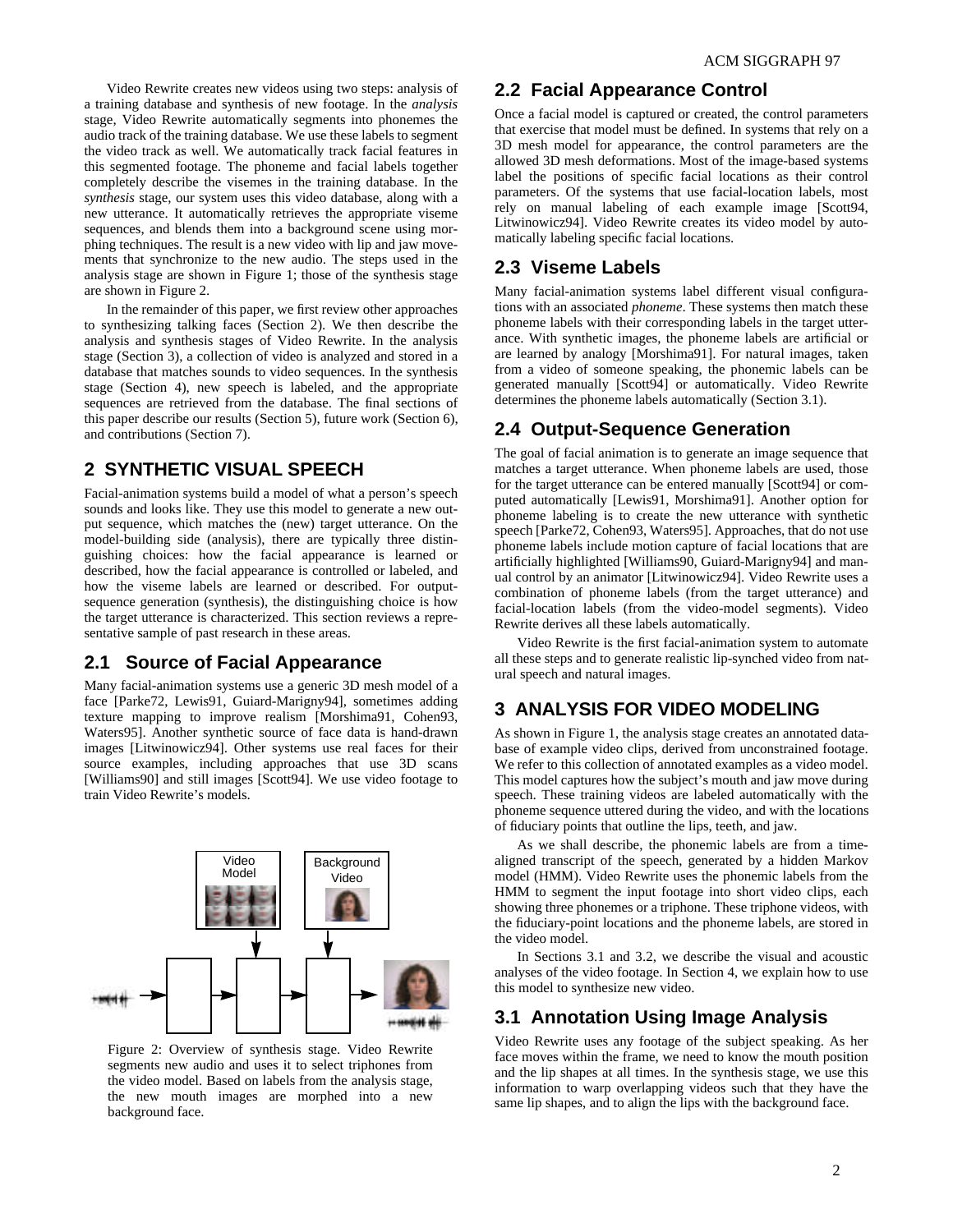Video Rewrite creates new videos using two steps: analysis of a training database and synthesis of new footage. In the *analysis* stage, Video Rewrite automatically segments into phonemes the audio track of the training database. We use these labels to segment the video track as well. We automatically track facial features in this segmented footage. The phoneme and facial labels together completely describe the visemes in the training database. In the *synthesis* stage, our system uses this video database, along with a new utterance. It automatically retrieves the appropriate viseme sequences, and blends them into a background scene using morphing techniques. The result is a new video with lip and jaw movements that synchronize to the new audio. The steps used in the analysis stage are shown in Figure 1; those of the synthesis stage are shown in Figure 2.

In the remainder of this paper, we first review other approaches to synthesizing talking faces (Section 2). We then describe the analysis and synthesis stages of Video Rewrite. In the analysis stage (Section 3), a collection of video is analyzed and stored in a database that matches sounds to video sequences. In the synthesis stage (Section 4), new speech is labeled, and the appropriate sequences are retrieved from the database. The final sections of this paper describe our results (Section 5), future work (Section 6), and contributions (Section 7).

## 2 SYNTHETIC VISUAL SPEECH

Facial-animation systems build a model of what a person's speech sounds and looks like. They use this model to generate a new output sequence, which matches the (new) target utterance. On the model-building side (analysis), there are typically three distinguishing choices: how the facial appearance is learned or described, how the facial appearance is controlled or labeled, and how the viseme labels are learned or described. For output-sequence generation (synthesis), the distinguishing choice is how the target utterance is characterized. This section reviews a representative sample of past research in these areas.

### 2.1 Source of Facial Appearance

Many facial-animation systems use a generic 3D mesh model of a face [Parke72, Lewis91, Guiard-Marigny94], sometimes adding texture mapping to improve realism [Morshima91, Cohen93, Waters95]. Another synthetic source of face data is hand-drawn images [Litwinowicz94]. Other systems use real faces for their source examples, including approaches that use 3D scans [Williams90] and still images [Scott94]. We use video footage to train Video Rewrite's models.

Figure 2: Overview of synthesis stage. Video Rewrite segments new audio and uses it to select triphones from the video model. Based on labels from the analysis stage, the new mouth images are morphed into a new background face.

### 2.2 Facial Appearance Control

Once a facial model is captured or created, the control parameters that exercise that model must be defined. In systems that rely on a 3D mesh model for appearance, the control parameters are the allowed 3D mesh deformations. Most of the image-based systems label the positions of specific facial locations as their control parameters. Of the systems that use facial-location labels, most rely on manual labeling of each example image [Scott94, Litwinowicz94]. Video Rewrite creates its video model by automatically labeling specific facial locations.

### 2.3 Viseme Labels

Many facial-animation systems label different visual configurations with an associated *phoneme*. These systems then match these phoneme labels with their corresponding labels in the target utterance. With synthetic images, the phoneme labels are artificial or are learned by analogy [Morshima91]. For natural images, taken from a video of someone speaking, the phonemic labels can be generated manually [Scott94] or automatically. Video Rewrite determines the phoneme labels automatically (Section 3.1).

### 2.4 Output-Sequence Generation

The goal of facial animation is to generate an image sequence that matches a target utterance. When phoneme labels are used, those for the target utterance can be entered manually [Scott94] or computed automatically [Lewis91, Morshima91]. Another option for phoneme labeling is to create the new utterance with synthetic speech [Parke72, Cohen93, Waters95]. Approaches, that do not use phoneme labels include motion capture of facial locations that are artificially highlighted [Williams90, Guiard-Marigny94] and manual control by an animator [Litwinowicz94]. Video Rewrite uses a combination of phoneme labels (from the target utterance) and facial-location labels (from the video-model segments). Video Rewrite derives all these labels automatically.

Video Rewrite is the first facial-animation system to automate all these steps and to generate realistic lip-synched video from natural speech and natural images.

## 3 ANALYSIS FOR VIDEO MODELING

As shown in Figure 1, the analysis stage creates an annotated database of example video clips, derived from unconstrained footage. We refer to this collection of annotated examples as a video model. This model captures how the subject's mouth and jaw move during speech. These training videos are labeled automatically with the phoneme sequence uttered during the video, and with the locations of fiduciary points that outline the lips, teeth, and jaw.

As we shall describe, the phonemic labels are from a time-aligned transcript of the speech, generated by a hidden Markov model (HMM). Video Rewrite uses the phonemic labels from the HMM to segment the input footage into short video clips, each showing three phonemes or a triphone. These triphone videos, with the fiduciary-point locations and the phoneme labels, are stored in the video model.

In Sections 3.1 and 3.2, we describe the visual and acoustic analyses of the video footage. In Section 4, we explain how to use this model to synthesize new video.

### 3.1 Annotation Using Image Analysis

Video Rewrite uses any footage of the subject speaking. As her face moves within the frame, we need to know the mouth position and the lip shapes at all times. In the synthesis stage, we use this information to warp overlapping videos such that they have the same lip shapes, and to align the lips with the background face.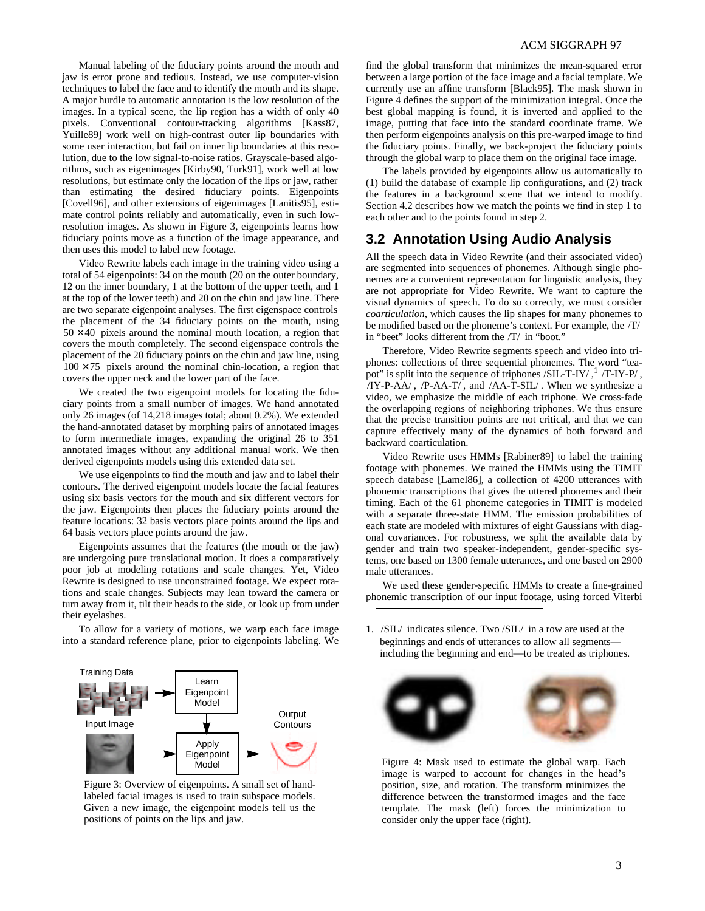Manual labeling of the fiduciary points around the mouth and jaw is error prone and tedious. Instead, we use computer-vision techniques to label the face and to identify the mouth and its shape. A major hurdle to automatic annotation is the low resolution of the images. In a typical scene, the lip region has a width of only 40 pixels. Conventional contour-tracking algorithms [Kass87, Yuille89] work well on high-contrast outer lip boundaries with some user interaction, but fail on inner lip boundaries at this resolution, due to the low signal-to-noise ratios. Grayscale-based algorithms, such as eigenimages [Kirby90, Turk91], work well at low resolutions, but estimate only the location of the lips or jaw, rather than estimating the desired fiduciary points. Eigenpoints [Covell96], and other extensions of eigenimages [Lanitis95], estimate control points reliably and automatically, even in such low-resolution images. As shown in Figure 3, eigenpoints learns how fiduciary points move as a function of the image appearance, and then uses this model to label new footage.

Video Rewrite labels each image in the training video using a total of 54 eigenpoints: 34 on the mouth (20 on the outer boundary, 12 on the inner boundary, 1 at the bottom of the upper teeth, and 1 at the top of the lower teeth) and 20 on the chin and jaw line. There are two separate eigenpoint analyses. The first eigenspace controls the placement of the 34 fiduciary points on the mouth, using $50 \times 40$ pixels around the nominal mouth location, a region that covers the mouth completely. The second eigenspace controls the placement of the 20 fiduciary points on the chin and jaw line, using $100 \times 75$ pixels around the nominal chin-location, a region that covers the upper neck and the lower part of the face.

We created the two eigenpoint models for locating the fiduciary points from a small number of images. We hand annotated only 26 images (of 14,218 images total; about 0.2%). We extended the hand-annotated dataset by morphing pairs of annotated images to form intermediate images, expanding the original 26 to 351 annotated images without any additional manual work. We then derived eigenpoints models using this extended data set.

We use eigenpoints to find the mouth and jaw and to label their contours. The derived eigenpoint models locate the facial features using six basis vectors for the mouth and six different vectors for the jaw. Eigenpoints then places the fiduciary points around the feature locations: 32 basis vectors place points around the lips and 64 basis vectors place points around the jaw.

Eigenpoints assumes that the features (the mouth or the jaw) are undergoing pure translational motion. It does a comparatively poor job at modeling rotations and scale changes. Yet, Video Rewrite is designed to use unconstrained footage. We expect rotations and scale changes. Subjects may lean toward the camera or turn away from it, tilt their heads to the side, or look up from under their eyelashes.

To allow for a variety of motions, we warp each face image into a standard reference plane, prior to eigenpoints labeling. We find the global transform that minimizes the mean-squared error between a large portion of the face image and a facial template. We currently use an affine transform [Black95]. The mask shown in Figure 4 defines the support of the minimization integral. Once the best global mapping is found, it is inverted and applied to the image, putting that face into the standard coordinate frame. We then perform eigenpoints analysis on this pre-warped image to find the fiduciary points. Finally, we back-project the fiduciary points through the global warp to place them on the original face image.

Figure 3: Overview of eigenpoints. A small set of hand-labeled facial images is used to train subspace models. Given a new image, the eigenpoint models tell us the positions of points on the lips and jaw.

The labels provided by eigenpoints allow us automatically to (1) build the database of example lip configurations, and (2) track the features in a background scene that we intend to modify. Section 4.2 describes how we match the points we find in step 1 to each other and to the points found in step 2.

## 3.2 Annotation Using Audio Analysis

All the speech data in Video Rewrite (and their associated video) are segmented into sequences of phonemes. Although single phonemes are a convenient representation for linguistic analysis, they are not appropriate for Video Rewrite. We want to capture the visual dynamics of speech. To do so correctly, we must consider *coarticulation*, which causes the lip shapes for many phonemes to be modified based on the phoneme's context. For example, the /T/ in "beet" looks different from the /T/ in "boot."

Therefore, Video Rewrite segments speech and video into triphones: collections of three sequential phonemes. The word "teapot" is split into the sequence of triphones /SIL-T-IY/ ,[1] /T-IY-P/ , /IY-P-AA/ , /P-AA-T/ , and /AA-T-SIL/ . When we synthesize a video, we emphasize the middle of each triphone. We cross-fade the overlapping regions of neighboring triphones. We thus ensure that the precise transition points are not critical, and that we can capture effectively many of the dynamics of both forward and backward coarticulation.

Video Rewrite uses HMMs [Rabiner89] to label the training footage with phonemes. We trained the HMMs using the TIMIT speech database [Lamel86], a collection of 4200 utterances with phonemic transcriptions that gives the uttered phonemes and their timing. Each of the 61 phoneme categories in TIMIT is modeled with a separate three-state HMM. The emission probabilities of each state are modeled with mixtures of eight Gaussians with diagonal covariances. For robustness, we split the available data by gender and train two speaker-independent, gender-specific systems, one based on 1300 female utterances, and one based on 2900 male utterances.

We used these gender-specific HMMs to create a fine-grained phonemic transcription of our input footage, using forced Viterbi

1. /SIL/ indicates silence. Two /SIL/ in a row are used at the beginnings and ends of utterances to allow all segments—including the beginning and end—to be treated as triphones.

Figure 4: Mask used to estimate the global warp. Each image is warped to account for changes in the head's position, size, and rotation. The transform minimizes the difference between the transformed images and the face template. The mask (left) forces the minimization to consider only the upper face (right).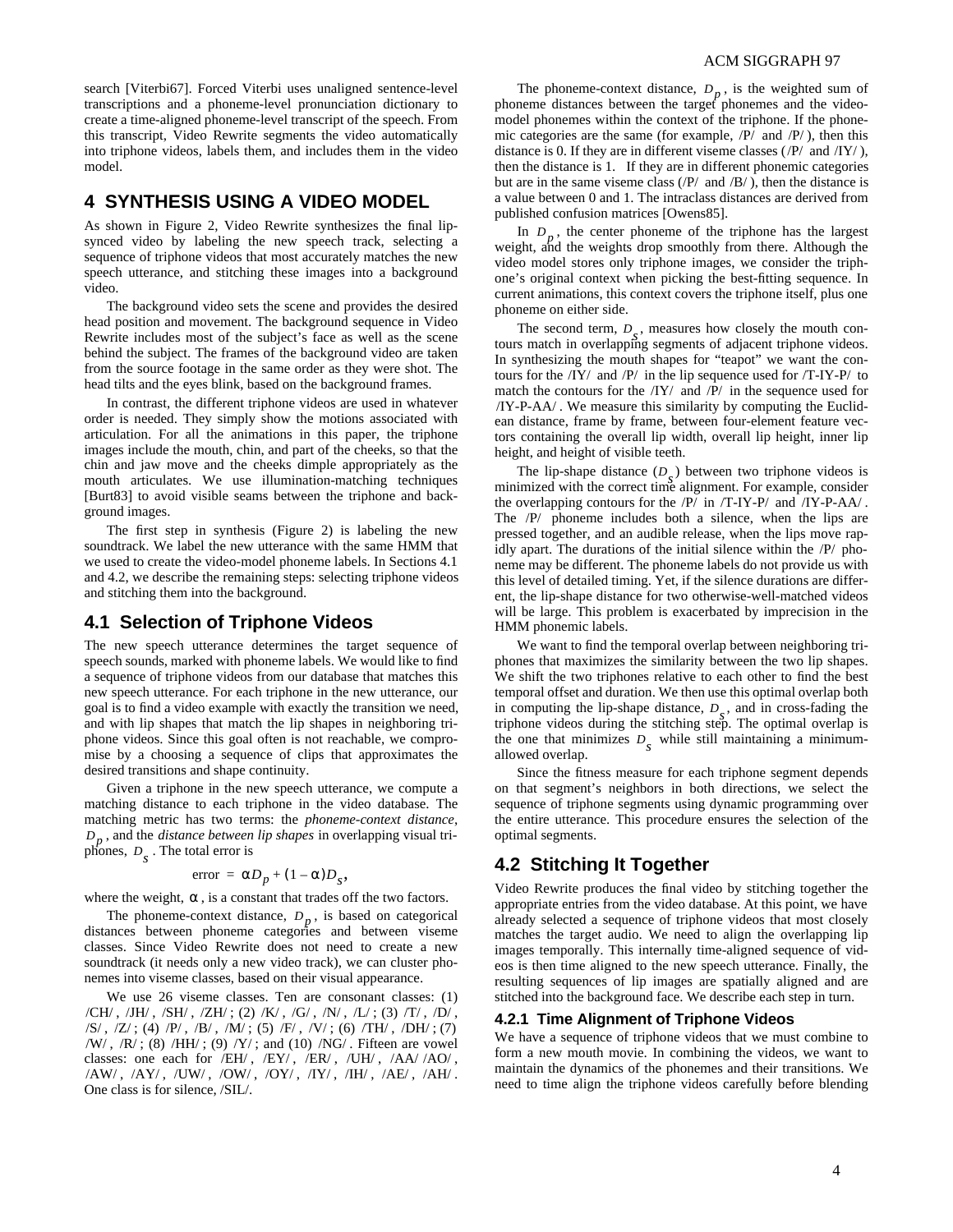search [Viterbi67]. Forced Viterbi uses unaligned sentence-level transcriptions and a phoneme-level pronunciation dictionary to create a time-aligned phoneme-level transcript of the speech. From this transcript, Video Rewrite segments the video automatically into triphone videos, labels them, and includes them in the video model.

# 4 SYNTHESIS USING A VIDEO MODEL

As shown in Figure 2, Video Rewrite synthesizes the final lip-synced video by labeling the new speech track, selecting a sequence of triphone videos that most accurately matches the new speech utterance, and stitching these images into a background video.

The background video sets the scene and provides the desired head position and movement. The background sequence in Video Rewrite includes most of the subject's face as well as the scene behind the subject. The frames of the background video are taken from the source footage in the same order as they were shot. The head tilts and the eyes blink, based on the background frames.

In contrast, the different triphone videos are used in whatever order is needed. They simply show the motions associated with articulation. For all the animations in this paper, the triphone images include the mouth, chin, and part of the cheeks, so that the chin and jaw move and the cheeks dimple appropriately as the mouth articulates. We use illumination-matching techniques [Burt83] to avoid visible seams between the triphone and background images.

The first step in synthesis (Figure 2) is labeling the new soundtrack. We label the new utterance with the same HMM that we used to create the video-model phoneme labels. In Sections 4.1 and 4.2, we describe the remaining steps: selecting triphone videos and stitching them into the background.

## 4.1 Selection of Triphone Videos

The new speech utterance determines the target sequence of speech sounds, marked with phoneme labels. We would like to find a sequence of triphone videos from our database that matches this new speech utterance. For each triphone in the new utterance, our goal is to find a video example with exactly the transition we need, and with lip shapes that match the lip shapes in neighboring triphone videos. Since this goal often is not reachable, we compromise by a choosing a sequence of clips that approximates the desired transitions and shape continuity.

Given a triphone in the new speech utterance, we compute a matching distance to each triphone in the video database. The matching metric has two terms: the *phoneme-context distance*, $D_p$, and the *distance between lip shapes* in overlapping visual triphones, $D_s$. The total error is

$$\text{error} = \alpha D_p + (1-\alpha) D_s,$$

where the weight, $\alpha$, is a constant that trades off the two factors.

The phoneme-context distance, $D_p$, is based on categorical distances between phoneme categories and between viseme classes. Since Video Rewrite does not need to create a new soundtrack (it needs only a new video track), we can cluster phonemes into viseme classes, based on their visual appearance.

We use 26 viseme classes. Ten are consonant classes: (1) /CH/, /JH/, /SH/, /ZH/; (2) /K/, /G/, /N/, /L/; (3) /T/, /D/, /S/, /Z/; (4) /P/, /B/, /M/; (5) /F/, /V/; (6) /TH/, /DH/; (7) /W/, /R/; (8) /HH/; (9) /Y/; and (10) /NG/. Fifteen are vowel classes: one each for /EH/, /EY/, /ER/, /UH/, /AA/ /AO/, /AW/, /AY/, /UW/, /OW/, /OY/, /IY/, /IH/, /AE/, /AH/. One class is for silence, /SIL/.

The phoneme-context distance, $D_p$, is the weighted sum of phoneme distances between the target phonemes and the video-model phonemes within the context of the triphone. If the phonemic categories are the same (for example, /P/ and /P/), then this distance is 0. If they are in different viseme classes (/P/ and /IY/), then the distance is 1. If they are in different phonemic categories but are in the same viseme class (/P/ and /B/), then the distance is a value between 0 and 1. The intraclass distances are derived from published confusion matrices [Owens85].

In $D_p$, the center phoneme of the triphone has the largest weight, and the weights drop smoothly from there. Although the video model stores only triphone images, we consider the triphone's original context when picking the best-fitting sequence. In current animations, this context covers the triphone itself, plus one phoneme on either side.

The second term, $D_s$, measures how closely the mouth contours match in overlapping segments of adjacent triphone videos. In synthesizing the mouth shapes for "teapot" we want the contours for the /IY/ and /P/ in the lip sequence used for /T-IY-P/ to match the contours for the /IY/ and /P/ in the sequence used for /IY-P-AA/. We measure this similarity by computing the Euclidean distance, frame by frame, between four-element feature vectors containing the overall lip width, overall lip height, inner lip height, and height of visible teeth.

The lip-shape distance ($D_s$) between two triphone videos is minimized with the correct time alignment. For example, consider the overlapping contours for the /P/ in /T-IY-P/ and /IY-P-AA/. The /P/ phoneme includes both a silence, when the lips are pressed together, and an audible release, when the lips move rapidly apart. The durations of the initial silence within the /P/ phoneme may be different. The phoneme labels do not provide us with this level of detailed timing. Yet, if the silence durations are different, the lip-shape distance for two otherwise-well-matched videos will be large. This problem is exacerbated by imprecision in the HMM phonemic labels.

We want to find the temporal overlap between neighboring triphones that maximizes the similarity between the two lip shapes. We shift the two triphones relative to each other to find the best temporal offset and duration. We then use this optimal overlap both in computing the lip-shape distance, $D_s$, and in cross-fading the triphone videos during the stitching step. The optimal overlap is the one that minimizes $D_s$ while still maintaining a minimum-allowed overlap.

Since the fitness measure for each triphone segment depends on that segment's neighbors in both directions, we select the sequence of triphone segments using dynamic programming over the entire utterance. This procedure ensures the selection of the optimal segments.

## 4.2 Stitching It Together

Video Rewrite produces the final video by stitching together the appropriate entries from the video database. At this point, we have already selected a sequence of triphone videos that most closely matches the target audio. We need to align the overlapping lip images temporally. This internally time-aligned sequence of videos is then time aligned to the new speech utterance. Finally, the resulting sequences of lip images are spatially aligned and are stitched into the background face. We describe each step in turn.

### 4.2.1 Time Alignment of Triphone Videos

We have a sequence of triphone videos that we must combine to form a new mouth movie. In combining the videos, we want to maintain the dynamics of the phonemes and their transitions. We need to time align the triphone videos carefully before blending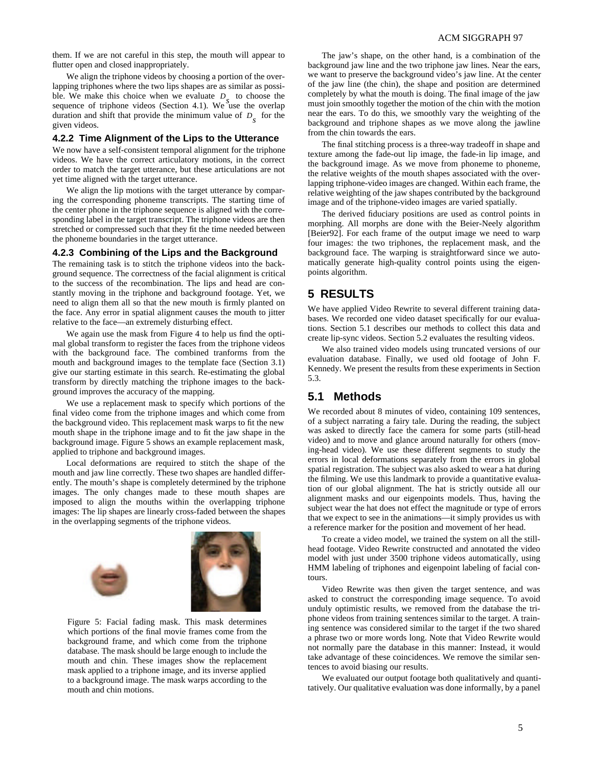them. If we are not careful in this step, the mouth will appear to flutter open and closed inappropriately.

We align the triphone videos by choosing a portion of the overlapping triphones where the two lips shapes are as similar as possible. We make this choice when we evaluate $D_S$ to choose the sequence of triphone videos (Section 4.1). We use the overlap duration and shift that provide the minimum value of $D_S$ for the given videos.

### 4.2.2 Time Alignment of the Lips to the Utterance

We now have a self-consistent temporal alignment for the triphone videos. We have the correct articulatory motions, in the correct order to match the target utterance, but these articulations are not yet time aligned with the target utterance.

We align the lip motions with the target utterance by comparing the corresponding phoneme transcripts. The starting time of the center phone in the triphone sequence is aligned with the corresponding label in the target transcript. The triphone videos are then stretched or compressed such that they fit the time needed between the phoneme boundaries in the target utterance.

### 4.2.3 Combining of the Lips and the Background

The remaining task is to stitch the triphone videos into the background sequence. The correctness of the facial alignment is critical to the success of the recombination. The lips and head are constantly moving in the triphone and background footage. Yet, we need to align them all so that the new mouth is firmly planted on the face. Any error in spatial alignment causes the mouth to jitter relative to the face—an extremely disturbing effect.

We again use the mask from Figure 4 to help us find the optimal global transform to register the faces from the triphone videos with the background face. The combined tranforms from the mouth and background images to the template face (Section 3.1) give our starting estimate in this search. Re-estimating the global transform by directly matching the triphone images to the background improves the accuracy of the mapping.

We use a replacement mask to specify which portions of the final video come from the triphone images and which come from the background video. This replacement mask warps to fit the new mouth shape in the triphone image and to fit the jaw shape in the background image. Figure 5 shows an example replacement mask, applied to triphone and background images.

Local deformations are required to stitch the shape of the mouth and jaw line correctly. These two shapes are handled differently. The mouth's shape is completely determined by the triphone images. The only changes made to these mouth shapes are imposed to align the mouths within the overlapping triphone images: The lip shapes are linearly cross-faded between the shapes in the overlapping segments of the triphone videos.

Figure 5: Facial fading mask. This mask determines which portions of the final movie frames come from the background frame, and which come from the triphone database. The mask should be large enough to include the mouth and chin. These images show the replacement mask applied to a triphone image, and its inverse applied to a background image. The mask warps according to the mouth and chin motions.

The jaw's shape, on the other hand, is a combination of the background jaw line and the two triphone jaw lines. Near the ears, we want to preserve the background video's jaw line. At the center of the jaw line (the chin), the shape and position are determined completely by what the mouth is doing. The final image of the jaw must join smoothly together the motion of the chin with the motion near the ears. To do this, we smoothly vary the weighting of the background and triphone shapes as we move along the jawline from the chin towards the ears.

The final stitching process is a three-way tradeoff in shape and texture among the fade-out lip image, the fade-in lip image, and the background image. As we move from phoneme to phoneme, the relative weights of the mouth shapes associated with the overlapping triphone-video images are changed. Within each frame, the relative weighting of the jaw shapes contributed by the background image and of the triphone-video images are varied spatially.

The derived fiduciary positions are used as control points in morphing. All morphs are done with the Beier-Neely algorithm [Beier92]. For each frame of the output image we need to warp four images: the two triphones, the replacement mask, and the background face. The warping is straightforward since we automatically generate high-quality control points using the eigenpoints algorithm.

## 5 RESULTS

We have applied Video Rewrite to several different training databases. We recorded one video dataset specifically for our evaluations. Section 5.1 describes our methods to collect this data and create lip-sync videos. Section 5.2 evaluates the resulting videos.

We also trained video models using truncated versions of our evaluation database. Finally, we used old footage of John F. Kennedy. We present the results from these experiments in Section 5.3.

## 5.1 Methods

We recorded about 8 minutes of video, containing 109 sentences, of a subject narrating a fairy tale. During the reading, the subject was asked to directly face the camera for some parts (still-head video) and to move and glance around naturally for others (moving-head video). We use these different segments to study the errors in local deformations separately from the errors in global spatial registration. The subject was also asked to wear a hat during the filming. We use this landmark to provide a quantitative evaluation of our global alignment. The hat is strictly outside all our alignment masks and our eigenpoints models. Thus, having the subject wear the hat does not effect the magnitude or type of errors that we expect to see in the animations—it simply provides us with a reference marker for the position and movement of her head.

To create a video model, we trained the system on all the still-head footage. Video Rewrite constructed and annotated the video model with just under 3500 triphone videos automatically, using HMM labeling of triphones and eigenpoint labeling of facial contours.

Video Rewrite was then given the target sentence, and was asked to construct the corresponding image sequence. To avoid unduly optimistic results, we removed from the database the triphone videos from training sentences similar to the target. A training sentence was considered similar to the target if the two shared a phrase two or more words long. Note that Video Rewrite would not normally pare the database in this manner: Instead, it would take advantage of these coincidences. We remove the similar sentences to avoid biasing our results.

We evaluated our output footage both qualitatively and quantitatively. Our qualitative evaluation was done informally, by a panel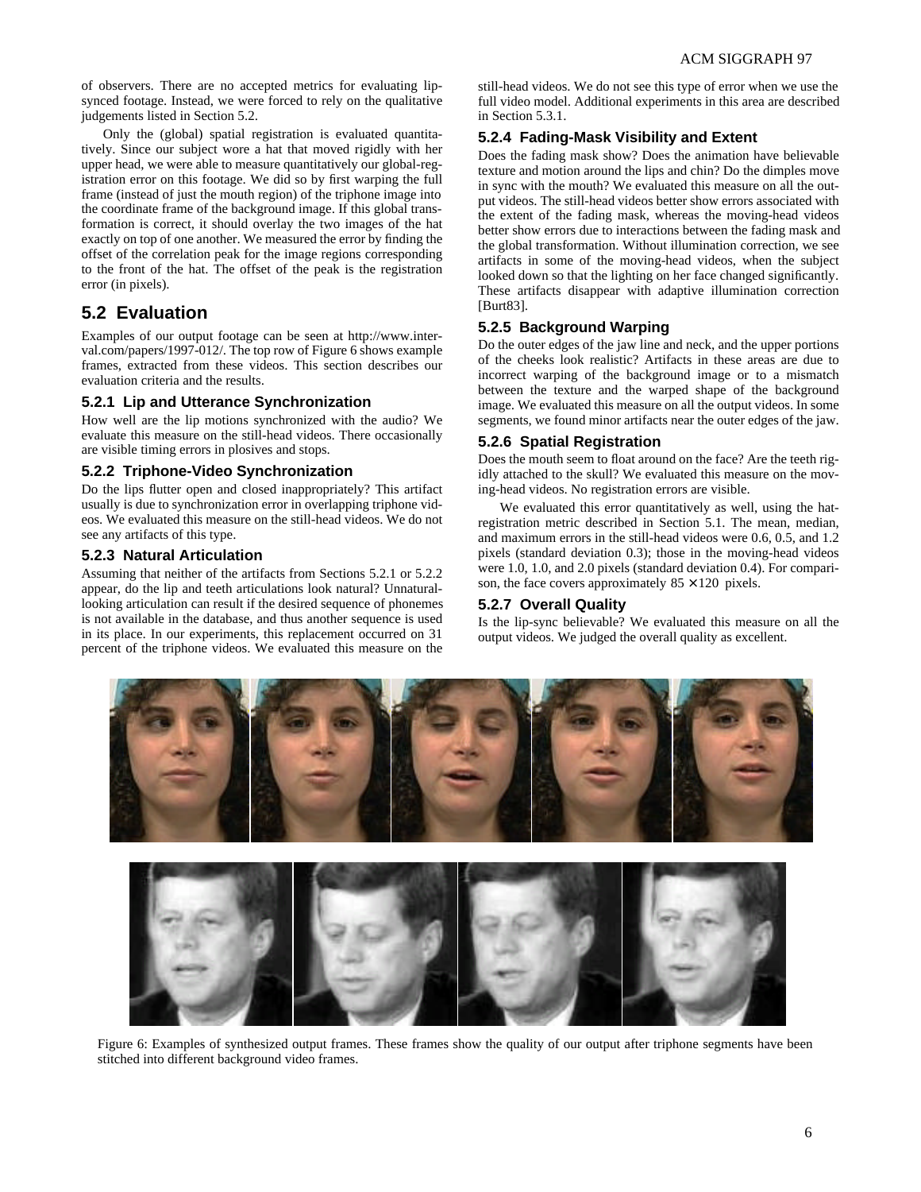of observers. There are no accepted metrics for evaluating lip-synced footage. Instead, we were forced to rely on the qualitative judgements listed in Section 5.2.

Only the (global) spatial registration is evaluated quantitatively. Since our subject wore a hat that moved rigidly with her upper head, we were able to measure quantitatively our global-registration error on this footage. We did so by first warping the full frame (instead of just the mouth region) of the triphone image into the coordinate frame of the background image. If this global transformation is correct, it should overlay the two images of the hat exactly on top of one another. We measured the error by finding the offset of the correlation peak for the image regions corresponding to the front of the hat. The offset of the peak is the registration error (in pixels).

## 5.2 Evaluation

Examples of our output footage can be seen at http://www.interval.com/papers/1997-012/. The top row of Figure 6 shows example frames, extracted from these videos. This section describes our evaluation criteria and the results.

### 5.2.1 Lip and Utterance Synchronization

How well are the lip motions synchronized with the audio? We evaluate this measure on the still-head videos. There occasionally are visible timing errors in plosives and stops.

### 5.2.2 Triphone-Video Synchronization

Do the lips flutter open and closed inappropriately? This artifact usually is due to synchronization error in overlapping triphone videos. We evaluated this measure on the still-head videos. We do not see any artifacts of this type.

### 5.2.3 Natural Articulation

Assuming that neither of the artifacts from Sections 5.2.1 or 5.2.2 appear, do the lip and teeth articulations look natural? Unnatural-looking articulation can result if the desired sequence of phonemes is not available in the database, and thus another sequence is used in its place. In our experiments, this replacement occurred on 31 percent of the triphone videos. We evaluated this measure on the still-head videos. We do not see this type of error when we use the full video model. Additional experiments in this area are described in Section 5.3.1.

### 5.2.4 Fading-Mask Visibility and Extent

Does the fading mask show? Does the animation have believable texture and motion around the lips and chin? Do the dimples move in sync with the mouth? We evaluated this measure on all the output videos. The still-head videos better show errors associated with the extent of the fading mask, whereas the moving-head videos better show errors due to interactions between the fading mask and the global transformation. Without illumination correction, we see artifacts in some of the moving-head videos, when the subject looked down so that the lighting on her face changed significantly. These artifacts disappear with adaptive illumination correction [Burt83].

### 5.2.5 Background Warping

Do the outer edges of the jaw line and neck, and the upper portions of the cheeks look realistic? Artifacts in these areas are due to incorrect warping of the background image or to a mismatch between the texture and the warped shape of the background image. We evaluated this measure on all the output videos. In some segments, we found minor artifacts near the outer edges of the jaw.

### 5.2.6 Spatial Registration

Does the mouth seem to float around on the face? Are the teeth rigidly attached to the skull? We evaluated this measure on the moving-head videos. No registration errors are visible.

We evaluated this error quantitatively as well, using the hat-registration metric described in Section 5.1. The mean, median, and maximum errors in the still-head videos were 0.6, 0.5, and 1.2 pixels (standard deviation 0.3); those in the moving-head videos were 1.0, 1.0, and 2.0 pixels (standard deviation 0.4). For comparison, the face covers approximately $85 \times 120$ pixels.

### 5.2.7 Overall Quality

Is the lip-sync believable? We evaluated this measure on all the output videos. We judged the overall quality as excellent.

Figure 6: Examples of synthesized output frames. These frames show the quality of our output after triphone segments have been stitched into different background video frames.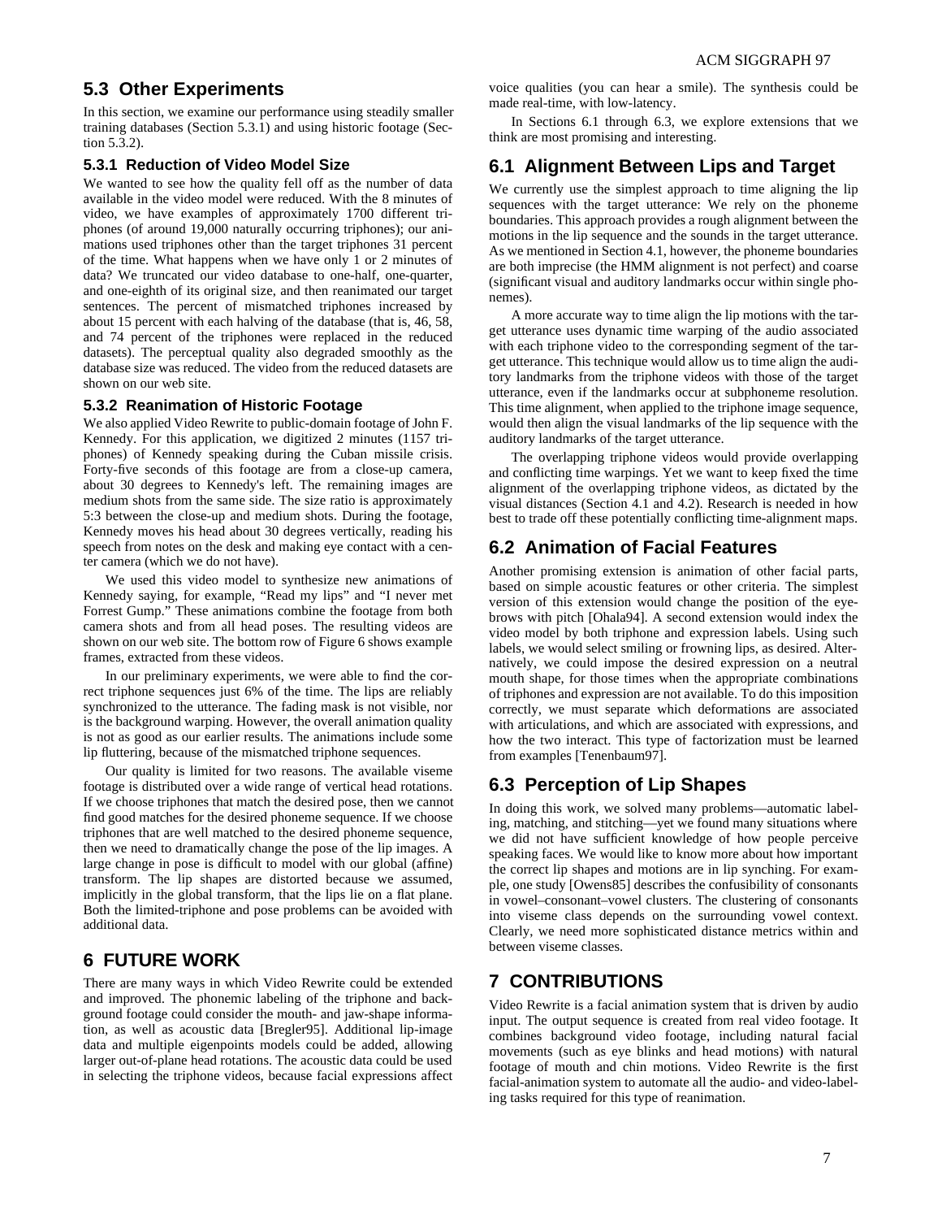## 5.3 Other Experiments

In this section, we examine our performance using steadily smaller training databases (Section 5.3.1) and using historic footage (Section 5.3.2).

### 5.3.1 Reduction of Video Model Size

We wanted to see how the quality fell off as the number of data available in the video model were reduced. With the 8 minutes of video, we have examples of approximately 1700 different triphones (of around 19,000 naturally occurring triphones); our animations used triphones other than the target triphones 31 percent of the time. What happens when we have only 1 or 2 minutes of data? We truncated our video database to one-half, one-quarter, and one-eighth of its original size, and then reanimated our target sentences. The percent of mismatched triphones increased by about 15 percent with each halving of the database (that is, 46, 58, and 74 percent of the triphones were replaced in the reduced datasets). The perceptual quality also degraded smoothly as the database size was reduced. The video from the reduced datasets are shown on our web site.

### 5.3.2 Reanimation of Historic Footage

We also applied Video Rewrite to public-domain footage of John F. Kennedy. For this application, we digitized 2 minutes (1157 triphones) of Kennedy speaking during the Cuban missile crisis. Forty-five seconds of this footage are from a close-up camera, about 30 degrees to Kennedy's left. The remaining images are medium shots from the same side. The size ratio is approximately 5:3 between the close-up and medium shots. During the footage, Kennedy moves his head about 30 degrees vertically, reading his speech from notes on the desk and making eye contact with a center camera (which we do not have).

We used this video model to synthesize new animations of Kennedy saying, for example, "Read my lips" and "I never met Forrest Gump." These animations combine the footage from both camera shots and from all head poses. The resulting videos are shown on our web site. The bottom row of Figure 6 shows example frames, extracted from these videos.

In our preliminary experiments, we were able to find the correct triphone sequences just 6% of the time. The lips are reliably synchronized to the utterance. The fading mask is not visible, nor is the background warping. However, the overall animation quality is not as good as our earlier results. The animations include some lip fluttering, because of the mismatched triphone sequences.

Our quality is limited for two reasons. The available viseme footage is distributed over a wide range of vertical head rotations. If we choose triphones that match the desired pose, then we cannot find good matches for the desired phoneme sequence. If we choose triphones that are well matched to the desired phoneme sequence, then we need to dramatically change the pose of the lip images. A large change in pose is difficult to model with our global (affine) transform. The lip shapes are distorted because we assumed, implicitly in the global transform, that the lips lie on a flat plane. Both the limited-triphone and pose problems can be avoided with additional data.

# 6 FUTURE WORK

There are many ways in which Video Rewrite could be extended and improved. The phonemic labeling of the triphone and background footage could consider the mouth- and jaw-shape information, as well as acoustic data [Bregler95]. Additional lip-image data and multiple eigenpoints models could be added, allowing larger out-of-plane head rotations. The acoustic data could be used in selecting the triphone videos, because facial expressions affect voice qualities (you can hear a smile). The synthesis could be made real-time, with low-latency.

In Sections 6.1 through 6.3, we explore extensions that we think are most promising and interesting.

## 6.1 Alignment Between Lips and Target

We currently use the simplest approach to time aligning the lip sequences with the target utterance: We rely on the phoneme boundaries. This approach provides a rough alignment between the motions in the lip sequence and the sounds in the target utterance. As we mentioned in Section 4.1, however, the phoneme boundaries are both imprecise (the HMM alignment is not perfect) and coarse (significant visual and auditory landmarks occur within single phonemes).

A more accurate way to time align the lip motions with the target utterance uses dynamic time warping of the audio associated with each triphone video to the corresponding segment of the target utterance. This technique would allow us to time align the auditory landmarks from the triphone videos with those of the target utterance, even if the landmarks occur at subphoneme resolution. This time alignment, when applied to the triphone image sequence, would then align the visual landmarks of the lip sequence with the auditory landmarks of the target utterance.

The overlapping triphone videos would provide overlapping and conflicting time warpings. Yet we want to keep fixed the time alignment of the overlapping triphone videos, as dictated by the visual distances (Section 4.1 and 4.2). Research is needed in how best to trade off these potentially conflicting time-alignment maps.

## 6.2 Animation of Facial Features

Another promising extension is animation of other facial parts, based on simple acoustic features or other criteria. The simplest version of this extension would change the position of the eyebrows with pitch [Ohala94]. A second extension would index the video model by both triphone and expression labels. Using such labels, we would select smiling or frowning lips, as desired. Alternatively, we could impose the desired expression on a neutral mouth shape, for those times when the appropriate combinations of triphones and expression are not available. To do this imposition correctly, we must separate which deformations are associated with articulations, and which are associated with expressions, and how the two interact. This type of factorization must be learned from examples [Tenenbaum97].

## 6.3 Perception of Lip Shapes

In doing this work, we solved many problems—automatic labeling, matching, and stitching—yet we found many situations where we did not have sufficient knowledge of how people perceive speaking faces. We would like to know more about how important the correct lip shapes and motions are in lip synching. For example, one study [Owens85] describes the confusibility of consonants in vowel–consonant–vowel clusters. The clustering of consonants into viseme class depends on the surrounding vowel context. Clearly, we need more sophisticated distance metrics within and between viseme classes.

# 7 CONTRIBUTIONS

Video Rewrite is a facial animation system that is driven by audio input. The output sequence is created from real video footage. It combines background video footage, including natural facial movements (such as eye blinks and head motions) with natural footage of mouth and chin motions. Video Rewrite is the first facial-animation system to automate all the audio- and video-labeling tasks required for this type of reanimation.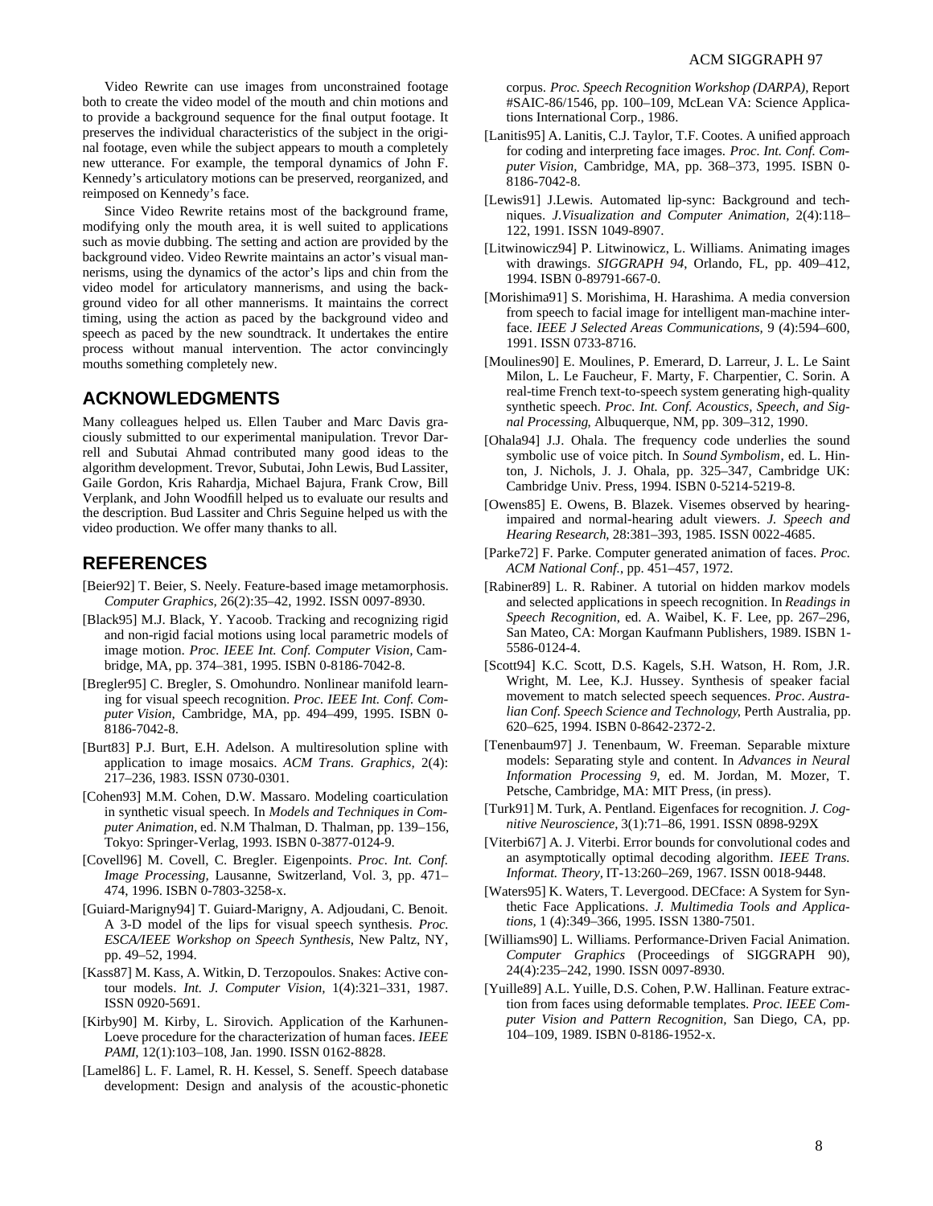Video Rewrite can use images from unconstrained footage both to create the video model of the mouth and chin motions and to provide a background sequence for the final output footage. It preserves the individual characteristics of the subject in the original footage, even while the subject appears to mouth a completely new utterance. For example, the temporal dynamics of John F. Kennedy's articulatory motions can be preserved, reorganized, and reimposed on Kennedy's face.

Since Video Rewrite retains most of the background frame, modifying only the mouth area, it is well suited to applications such as movie dubbing. The setting and action are provided by the background video. Video Rewrite maintains an actor's visual mannerisms, using the dynamics of the actor's lips and chin from the video model for articulatory mannerisms, and using the background video for all other mannerisms. It maintains the correct timing, using the action as paced by the background video and speech as paced by the new soundtrack. It undertakes the entire process without manual intervention. The actor convincingly mouths something completely new.

## ACKNOWLEDGMENTS

Many colleagues helped us. Ellen Tauber and Marc Davis graciously submitted to our experimental manipulation. Trevor Darrell and Subutai Ahmad contributed many good ideas to the algorithm development. Trevor, Subutai, John Lewis, Bud Lassiter, Gaile Gordon, Kris Rahardja, Michael Bajura, Frank Crow, Bill Verplank, and John Woodfill helped us to evaluate our results and the description. Bud Lassiter and Chris Seguine helped us with the video production. We offer many thanks to all.

## REFERENCES

[Beier92] T. Beier, S. Neely. Feature-based image metamorphosis. *Computer Graphics,* 26(2):35–42, 1992. ISSN 0097-8930.

[Black95] M.J. Black, Y. Yacoob. Tracking and recognizing rigid and non-rigid facial motions using local parametric models of image motion. *Proc. IEEE Int. Conf. Computer Vision,* Cambridge, MA, pp. 374–381, 1995. ISBN 0-8186-7042-8.

[Bregler95] C. Bregler, S. Omohundro. Nonlinear manifold learning for visual speech recognition. *Proc. IEEE Int. Conf. Computer Vision,* Cambridge, MA, pp. 494–499, 1995. ISBN 0-8186-7042-8.

[Burt83] P.J. Burt, E.H. Adelson. A multiresolution spline with application to image mosaics. *ACM Trans. Graphics,* 2(4): 217–236, 1983. ISSN 0730-0301.

[Cohen93] M.M. Cohen, D.W. Massaro. Modeling coarticulation in synthetic visual speech. In *Models and Techniques in Computer Animation,* ed. N.M Thalman, D. Thalman, pp. 139–156, Tokyo: Springer-Verlag, 1993. ISBN 0-3877-0124-9.

[Covell96] M. Covell, C. Bregler. Eigenpoints. *Proc. Int. Conf. Image Processing,* Lausanne, Switzerland, Vol. 3, pp. 471–474, 1996. ISBN 0-7803-3258-x.

[Guiard-Marigny94] T. Guiard-Marigny, A. Adjoudani, C. Benoit. A 3-D model of the lips for visual speech synthesis. *Proc. ESCA/IEEE Workshop on Speech Synthesis,* New Paltz, NY, pp. 49–52, 1994.

[Kass87] M. Kass, A. Witkin, D. Terzopoulos. Snakes: Active contour models. *Int. J. Computer Vision,* 1(4):321–331, 1987. ISSN 0920-5691.

[Kirby90] M. Kirby, L. Sirovich. Application of the Karhunen-Loeve procedure for the characterization of human faces. *IEEE PAMI,* 12(1):103–108, Jan. 1990. ISSN 0162-8828.

[Lamel86] L. F. Lamel, R. H. Kessel, S. Seneff. Speech database development: Design and analysis of the acoustic-phonetic corpus. *Proc. Speech Recognition Workshop (DARPA),* Report #SAIC-86/1546, pp. 100–109, McLean VA: Science Applications International Corp., 1986.

[Lanitis95] A. Lanitis, C.J. Taylor, T.F. Cootes. A unified approach for coding and interpreting face images. *Proc. Int. Conf. Computer Vision,* Cambridge, MA, pp. 368–373, 1995. ISBN 0-8186-7042-8.

[Lewis91] J.Lewis. Automated lip-sync: Background and techniques. *J.Visualization and Computer Animation,* 2(4):118–122, 1991. ISSN 1049-8907.

[Litwinowicz94] P. Litwinowicz, L. Williams. Animating images with drawings. *SIGGRAPH 94,* Orlando, FL, pp. 409–412, 1994. ISBN 0-89791-667-0.

[Morishima91] S. Morishima, H. Harashima. A media conversion from speech to facial image for intelligent man-machine interface. *IEEE J Selected Areas Communications,* 9 (4):594–600, 1991. ISSN 0733-8716.

[Moulines90] E. Moulines, P. Emerard, D. Larreur, J. L. Le Saint Milon, L. Le Faucheur, F. Marty, F. Charpentier, C. Sorin. A real-time French text-to-speech system generating high-quality synthetic speech. *Proc. Int. Conf. Acoustics, Speech, and Signal Processing,* Albuquerque, NM, pp. 309–312, 1990.

[Ohala94] J.J. Ohala. The frequency code underlies the sound symbolic use of voice pitch. In *Sound Symbolism*, ed. L. Hinton, J. Nichols, J. J. Ohala, pp. 325–347, Cambridge UK: Cambridge Univ. Press, 1994. ISBN 0-5214-5219-8.

[Owens85] E. Owens, B. Blazek. Visemes observed by hearing-impaired and normal-hearing adult viewers. *J. Speech and Hearing Research,* 28:381–393, 1985. ISSN 0022-4685.

[Parke72] F. Parke. Computer generated animation of faces. *Proc. ACM National Conf.,* pp. 451–457, 1972.

[Rabiner89] L. R. Rabiner. A tutorial on hidden markov models and selected applications in speech recognition. In *Readings in Speech Recognition*, ed. A. Waibel, K. F. Lee, pp. 267–296, San Mateo, CA: Morgan Kaufmann Publishers, 1989. ISBN 1-5586-0124-4.

[Scott94] K.C. Scott, D.S. Kagels, S.H. Watson, H. Rom, J.R. Wright, M. Lee, K.J. Hussey. Synthesis of speaker facial movement to match selected speech sequences. *Proc. Australian Conf. Speech Science and Technology,* Perth Australia, pp. 620–625, 1994. ISBN 0-8642-2372-2.

[Tenenbaum97] J. Tenenbaum, W. Freeman. Separable mixture models: Separating style and content. In *Advances in Neural Information Processing 9,* ed. M. Jordan, M. Mozer, T. Petsche, Cambridge, MA: MIT Press, (in press).

[Turk91] M. Turk, A. Pentland. Eigenfaces for recognition. *J. Cognitive Neuroscience,* 3(1):71–86, 1991. ISSN 0898-929X

[Viterbi67] A. J. Viterbi. Error bounds for convolutional codes and an asymptotically optimal decoding algorithm. *IEEE Trans. Informat. Theory,* IT-13:260–269, 1967. ISSN 0018-9448.

[Waters95] K. Waters, T. Levergood. DECface: A System for Synthetic Face Applications. *J. Multimedia Tools and Applications,* 1 (4):349–366, 1995. ISSN 1380-7501.

[Williams90] L. Williams. Performance-Driven Facial Animation. *Computer Graphics* (Proceedings of SIGGRAPH 90), 24(4):235–242, 1990. ISSN 0097-8930.

[Yuille89] A.L. Yuille, D.S. Cohen, P.W. Hallinan. Feature extraction from faces using deformable templates. *Proc. IEEE Computer Vision and Pattern Recognition,* San Diego, CA, pp. 104–109, 1989. ISBN 0-8186-1952-x.